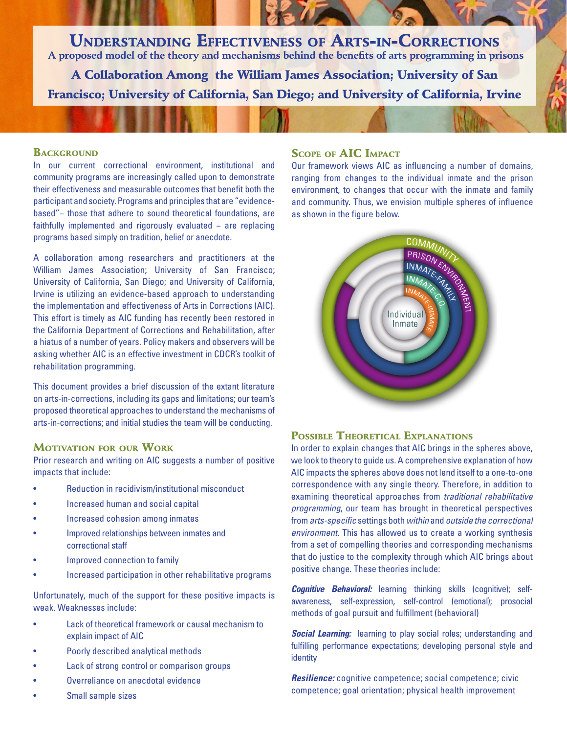# Understanding Effectiveness of Arts-in-Corrections

**A proposed model of the theory and mechanisms behind the benefits of arts programming in prisons**

**A Collaboration Among the William James Association; University of San Francisco; University of California, San Diego; and University of California, Irvine**

## Background

In our current correctional environment, institutional and community programs are increasingly called upon to demonstrate their effectiveness and measurable outcomes that benefit both the participant and society. Programs and principles that are "evidence-based"– those that adhere to sound theoretical foundations, are faithfully implemented and rigorously evaluated – are replacing programs based simply on tradition, belief or anecdote.

A collaboration among researchers and practitioners at the William James Association; University of San Francisco; University of California, San Diego; and University of California, Irvine is utilizing an evidence-based approach to understanding the implementation and effectiveness of Arts in Corrections (AIC). This effort is timely as AIC funding has recently been restored in the California Department of Corrections and Rehabilitation, after a hiatus of a number of years. Policy makers and observers will be asking whether AIC is an effective investment in CDCR's toolkit of rehabilitation programming.

This document provides a brief discussion of the extant literature on arts-in-corrections, including its gaps and limitations; our team's proposed theoretical approaches to understand the mechanisms of arts-in-corrections; and initial studies the team will be conducting.

## Motivation for our Work

Prior research and writing on AIC suggests a number of positive impacts that include:

- Reduction in recidivism/institutional misconduct
- Increased human and social capital
- Increased cohesion among inmates
- Improved relationships between inmates and correctional staff
- Improved connection to family
- Increased participation in other rehabilitative programs

Unfortunately, much of the support for these positive impacts is weak. Weaknesses include:

- Lack of theoretical framework or causal mechanism to explain impact of AIC
- Poorly described analytical methods
- Lack of strong control or comparison groups
- Overreliance on anecdotal evidence
- Small sample sizes

## Scope of AIC Impact

Our framework views AIC as influencing a number of domains, ranging from changes to the individual inmate and the prison environment, to changes that occur with the inmate and family and community. Thus, we envision multiple spheres of influence as shown in the figure below.

Community / Prison Environment / Inmate-Family / Inmate-C.O. / Inmate-Inmate / Individual Inmate

## Possible Theoretical Explanations

In order to explain changes that AIC brings in the spheres above, we look to theory to guide us. A comprehensive explanation of how AIC impacts the spheres above does not lend itself to a one-to-one correspondence with any single theory. Therefore, in addition to examining theoretical approaches from *traditional rehabilitative programming*, our team has brought in theoretical perspectives from *arts-specific* settings both *within* and *outside the correctional environment*. This has allowed us to create a working synthesis from a set of compelling theories and corresponding mechanisms that do justice to the complexity through which AIC brings about positive change. These theories include:

***Cognitive Behavioral:*** learning thinking skills (cognitive); self-awareness, self-expression, self-control (emotional); prosocial methods of goal pursuit and fulfillment (behavioral)

***Social Learning:*** learning to play social roles; understanding and fulfilling performance expectations; developing personal style and identity

***Resilience:*** cognitive competence; social competence; civic competence; goal orientation; physical health improvement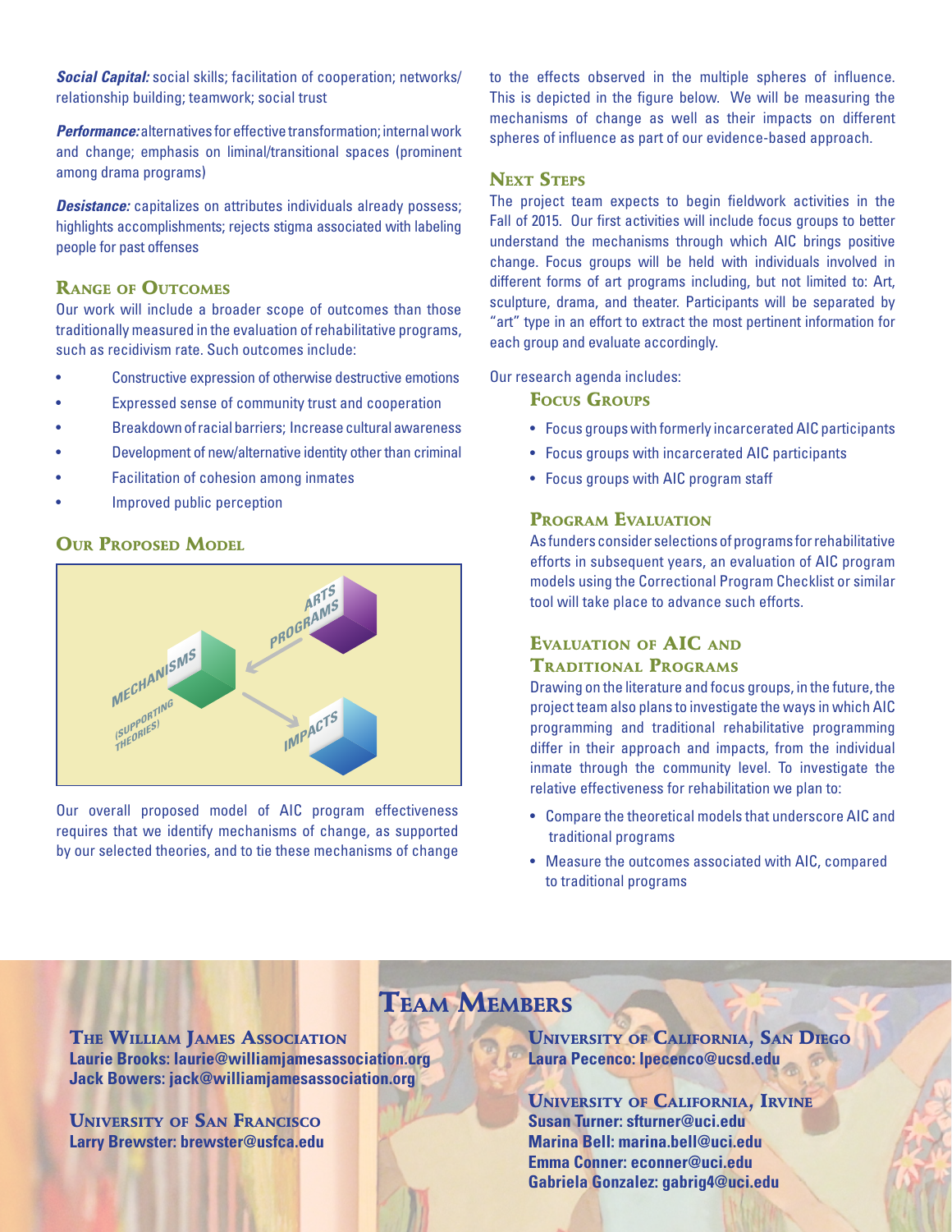***Social Capital:*** social skills; facilitation of cooperation; networks/relationship building; teamwork; social trust

***Performance:*** alternatives for effective transformation; internal work and change; emphasis on liminal/transitional spaces (prominent among drama programs)

***Desistance:*** capitalizes on attributes individuals already possess; highlights accomplishments; rejects stigma associated with labeling people for past offenses

## Range of Outcomes

Our work will include a broader scope of outcomes than those traditionally measured in the evaluation of rehabilitative programs, such as recidivism rate. Such outcomes include:

- Constructive expression of otherwise destructive emotions
- Expressed sense of community trust and cooperation
- Breakdown of racial barriers; Increase cultural awareness
- Development of new/alternative identity other than criminal
- Facilitation of cohesion among inmates
- Improved public perception

## Our Proposed Model

ARTS PROGRAMS

MECHANISMS

(SUPPORTING THEORIES)

IMPACTS

Our overall proposed model of AIC program effectiveness requires that we identify mechanisms of change, as supported by our selected theories, and to tie these mechanisms of change to the effects observed in the multiple spheres of influence. This is depicted in the figure below. We will be measuring the mechanisms of change as well as their impacts on different spheres of influence as part of our evidence-based approach.

## Next Steps

The project team expects to begin fieldwork activities in the Fall of 2015. Our first activities will include focus groups to better understand the mechanisms through which AIC brings positive change. Focus groups will be held with individuals involved in different forms of art programs including, but not limited to: Art, sculpture, drama, and theater. Participants will be separated by "art" type in an effort to extract the most pertinent information for each group and evaluate accordingly.

Our research agenda includes:

### Focus Groups

- Focus groups with formerly incarcerated AIC participants
- Focus groups with incarcerated AIC participants
- Focus groups with AIC program staff

### Program Evaluation

As funders consider selections of programs for rehabilitative efforts in subsequent years, an evaluation of AIC program models using the Correctional Program Checklist or similar tool will take place to advance such efforts.

### Evaluation of AIC and Traditional Programs

Drawing on the literature and focus groups, in the future, the project team also plans to investigate the ways in which AIC programming and traditional rehabilitative programming differ in their approach and impacts, from the individual inmate through the community level. To investigate the relative effectiveness for rehabilitation we plan to:

- Compare the theoretical models that underscore AIC and traditional programs
- Measure the outcomes associated with AIC, compared to traditional programs

## Team Members

### The William James Association

**Laurie Brooks: laurie@williamjamesassociation.org**
**Jack Bowers: jack@williamjamesassociation.org**

### University of San Francisco

**Larry Brewster: brewster@usfca.edu**

### University of California, San Diego

**Laura Pecenco: lpecenco@ucsd.edu**

### University of California, Irvine

**Susan Turner: sfturner@uci.edu**
**Marina Bell: marina.bell@uci.edu**
**Emma Conner: econner@uci.edu**
**Gabriela Gonzalez: gabrig4@uci.edu**